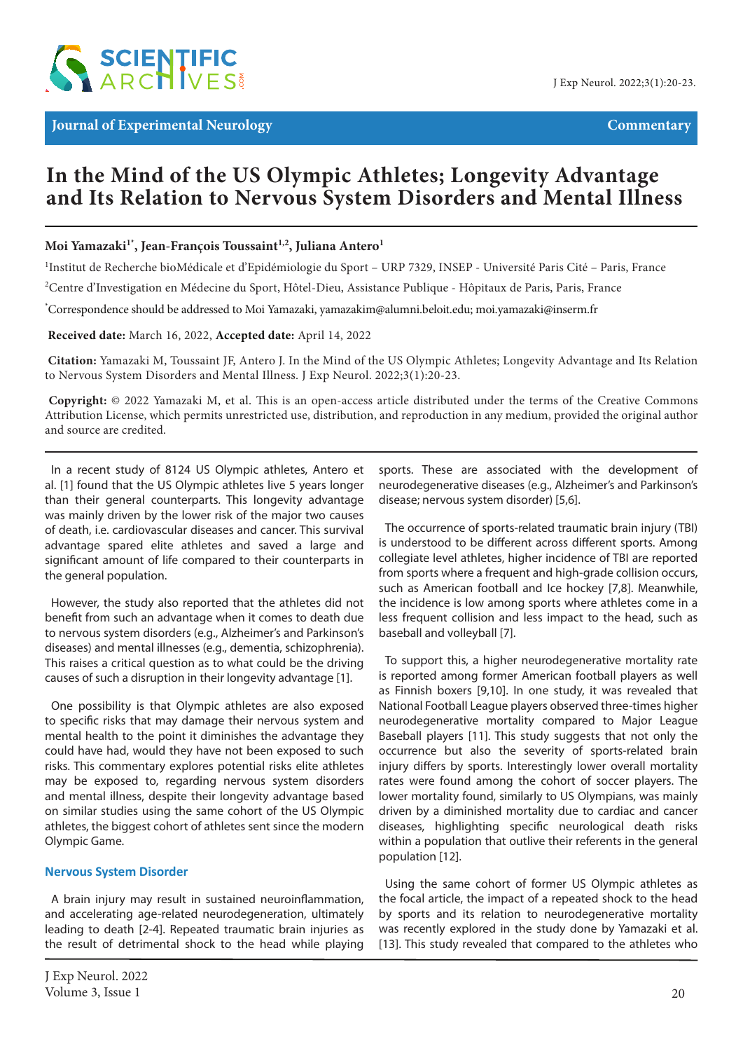Journal of Experimental Neurology

Commentary

# In the Mind of the US Olympic Athletes; Longevity Advantage and Its Relation to Nervous System Disorders and Mental Illness

**Moi Yamazaki[1*], Jean-François Toussaint[1,2], Juliana Antero[1]**

[1]Institut de Recherche bioMédicale et d'Epidémiologie du Sport – URP 7329, INSEP - Université Paris Cité – Paris, France

[2]Centre d'Investigation en Médecine du Sport, Hôtel-Dieu, Assistance Publique - Hôpitaux de Paris, Paris, France

[*]Correspondence should be addressed to Moi Yamazaki, yamazakim@alumni.beloit.edu; moi.yamazaki@inserm.fr

**Received date:** March 16, 2022, **Accepted date:** April 14, 2022

**Citation:** Yamazaki M, Toussaint JF, Antero J. In the Mind of the US Olympic Athletes; Longevity Advantage and Its Relation to Nervous System Disorders and Mental Illness. J Exp Neurol. 2022;3(1):20-23.

**Copyright:** © 2022 Yamazaki M, et al. This is an open-access article distributed under the terms of the Creative Commons Attribution License, which permits unrestricted use, distribution, and reproduction in any medium, provided the original author and source are credited.

In a recent study of 8124 US Olympic athletes, Antero et al. [1] found that the US Olympic athletes live 5 years longer than their general counterparts. This longevity advantage was mainly driven by the lower risk of the major two causes of death, i.e. cardiovascular diseases and cancer. This survival advantage spared elite athletes and saved a large and significant amount of life compared to their counterparts in the general population.

However, the study also reported that the athletes did not benefit from such an advantage when it comes to death due to nervous system disorders (e.g., Alzheimer's and Parkinson's diseases) and mental illnesses (e.g., dementia, schizophrenia). This raises a critical question as to what could be the driving causes of such a disruption in their longevity advantage [1].

One possibility is that Olympic athletes are also exposed to specific risks that may damage their nervous system and mental health to the point it diminishes the advantage they could have had, would they have not been exposed to such risks. This commentary explores potential risks elite athletes may be exposed to, regarding nervous system disorders and mental illness, despite their longevity advantage based on similar studies using the same cohort of the US Olympic athletes, the biggest cohort of athletes sent since the modern Olympic Game.

## Nervous System Disorder

A brain injury may result in sustained neuroinflammation, and accelerating age-related neurodegeneration, ultimately leading to death [2-4]. Repeated traumatic brain injuries as the result of detrimental shock to the head while playing sports. These are associated with the development of neurodegenerative diseases (e.g., Alzheimer's and Parkinson's disease; nervous system disorder) [5,6].

The occurrence of sports-related traumatic brain injury (TBI) is understood to be different across different sports. Among collegiate level athletes, higher incidence of TBI are reported from sports where a frequent and high-grade collision occurs, such as American football and Ice hockey [7,8]. Meanwhile, the incidence is low among sports where athletes come in a less frequent collision and less impact to the head, such as baseball and volleyball [7].

To support this, a higher neurodegenerative mortality rate is reported among former American football players as well as Finnish boxers [9,10]. In one study, it was revealed that National Football League players observed three-times higher neurodegenerative mortality compared to Major League Baseball players [11]. This study suggests that not only the occurrence but also the severity of sports-related brain injury differs by sports. Interestingly lower overall mortality rates were found among the cohort of soccer players. The lower mortality found, similarly to US Olympians, was mainly driven by a diminished mortality due to cardiac and cancer diseases, highlighting specific neurological death risks within a population that outlive their referents in the general population [12].

Using the same cohort of former US Olympic athletes as the focal article, the impact of a repeated shock to the head by sports and its relation to neurodegenerative mortality was recently explored in the study done by Yamazaki et al. [13]. This study revealed that compared to the athletes who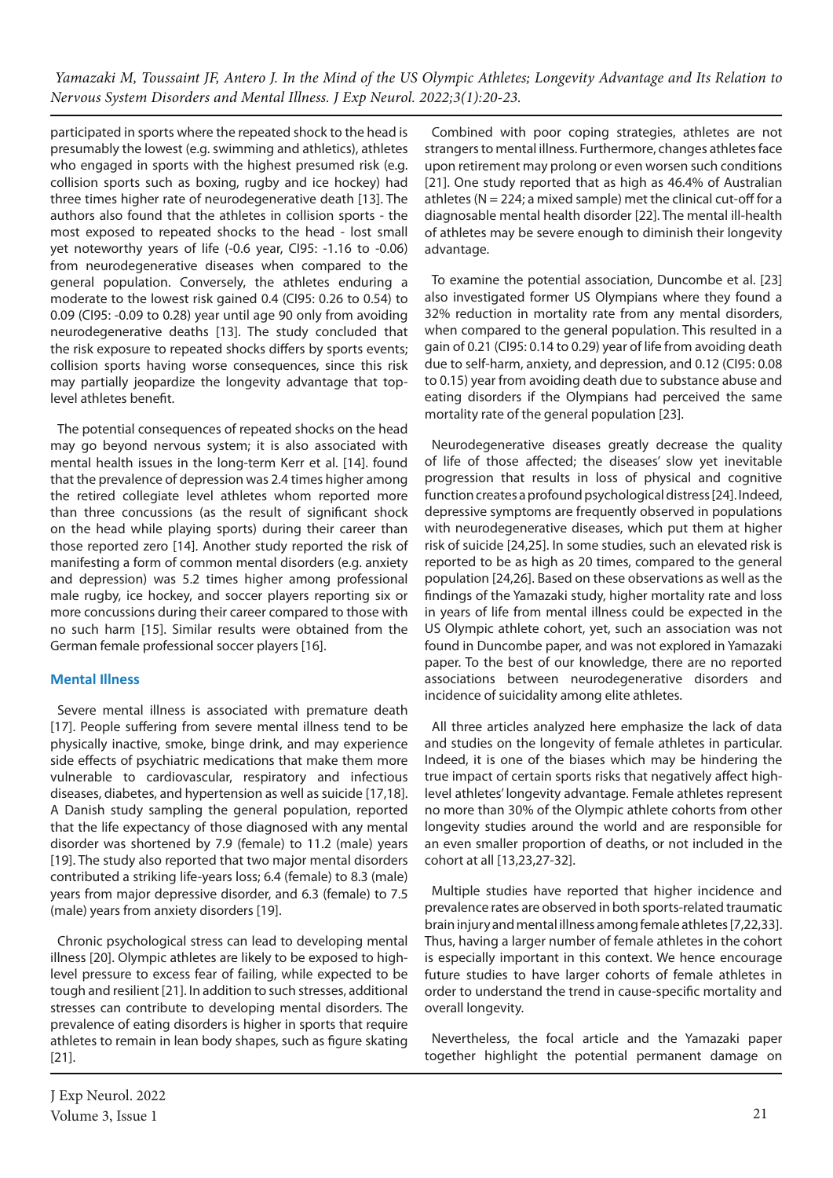participated in sports where the repeated shock to the head is presumably the lowest (e.g. swimming and athletics), athletes who engaged in sports with the highest presumed risk (e.g. collision sports such as boxing, rugby and ice hockey) had three times higher rate of neurodegenerative death [13]. The authors also found that the athletes in collision sports - the most exposed to repeated shocks to the head - lost small yet noteworthy years of life (-0.6 year, CI95: -1.16 to -0.06) from neurodegenerative diseases when compared to the general population. Conversely, the athletes enduring a moderate to the lowest risk gained 0.4 (CI95: 0.26 to 0.54) to 0.09 (CI95: -0.09 to 0.28) year until age 90 only from avoiding neurodegenerative deaths [13]. The study concluded that the risk exposure to repeated shocks differs by sports events; collision sports having worse consequences, since this risk may partially jeopardize the longevity advantage that top-level athletes benefit.

The potential consequences of repeated shocks on the head may go beyond nervous system; it is also associated with mental health issues in the long-term Kerr et al. [14]. found that the prevalence of depression was 2.4 times higher among the retired collegiate level athletes whom reported more than three concussions (as the result of significant shock on the head while playing sports) during their career than those reported zero [14]. Another study reported the risk of manifesting a form of common mental disorders (e.g. anxiety and depression) was 5.2 times higher among professional male rugby, ice hockey, and soccer players reporting six or more concussions during their career compared to those with no such harm [15]. Similar results were obtained from the German female professional soccer players [16].

## Mental Illness

Severe mental illness is associated with premature death [17]. People suffering from severe mental illness tend to be physically inactive, smoke, binge drink, and may experience side effects of psychiatric medications that make them more vulnerable to cardiovascular, respiratory and infectious diseases, diabetes, and hypertension as well as suicide [17,18]. A Danish study sampling the general population, reported that the life expectancy of those diagnosed with any mental disorder was shortened by 7.9 (female) to 11.2 (male) years [19]. The study also reported that two major mental disorders contributed a striking life-years loss; 6.4 (female) to 8.3 (male) years from major depressive disorder, and 6.3 (female) to 7.5 (male) years from anxiety disorders [19].

Chronic psychological stress can lead to developing mental illness [20]. Olympic athletes are likely to be exposed to high-level pressure to excess fear of failing, while expected to be tough and resilient [21]. In addition to such stresses, additional stresses can contribute to developing mental disorders. The prevalence of eating disorders is higher in sports that require athletes to remain in lean body shapes, such as figure skating [21].

Combined with poor coping strategies, athletes are not strangers to mental illness. Furthermore, changes athletes face upon retirement may prolong or even worsen such conditions [21]. One study reported that as high as 46.4% of Australian athletes (N = 224; a mixed sample) met the clinical cut-off for a diagnosable mental health disorder [22]. The mental ill-health of athletes may be severe enough to diminish their longevity advantage.

To examine the potential association, Duncombe et al. [23] also investigated former US Olympians where they found a 32% reduction in mortality rate from any mental disorders, when compared to the general population. This resulted in a gain of 0.21 (CI95: 0.14 to 0.29) year of life from avoiding death due to self-harm, anxiety, and depression, and 0.12 (CI95: 0.08 to 0.15) year from avoiding death due to substance abuse and eating disorders if the Olympians had perceived the same mortality rate of the general population [23].

Neurodegenerative diseases greatly decrease the quality of life of those affected; the diseases' slow yet inevitable progression that results in loss of physical and cognitive function creates a profound psychological distress [24]. Indeed, depressive symptoms are frequently observed in populations with neurodegenerative diseases, which put them at higher risk of suicide [24,25]. In some studies, such an elevated risk is reported to be as high as 20 times, compared to the general population [24,26]. Based on these observations as well as the findings of the Yamazaki study, higher mortality rate and loss in years of life from mental illness could be expected in the US Olympic athlete cohort, yet, such an association was not found in Duncombe paper, and was not explored in Yamazaki paper. To the best of our knowledge, there are no reported associations between neurodegenerative disorders and incidence of suicidality among elite athletes.

All three articles analyzed here emphasize the lack of data and studies on the longevity of female athletes in particular. Indeed, it is one of the biases which may be hindering the true impact of certain sports risks that negatively affect high-level athletes' longevity advantage. Female athletes represent no more than 30% of the Olympic athlete cohorts from other longevity studies around the world and are responsible for an even smaller proportion of deaths, or not included in the cohort at all [13,23,27-32].

Multiple studies have reported that higher incidence and prevalence rates are observed in both sports-related traumatic brain injury and mental illness among female athletes [7,22,33]. Thus, having a larger number of female athletes in the cohort is especially important in this context. We hence encourage future studies to have larger cohorts of female athletes in order to understand the trend in cause-specific mortality and overall longevity.

Nevertheless, the focal article and the Yamazaki paper together highlight the potential permanent damage on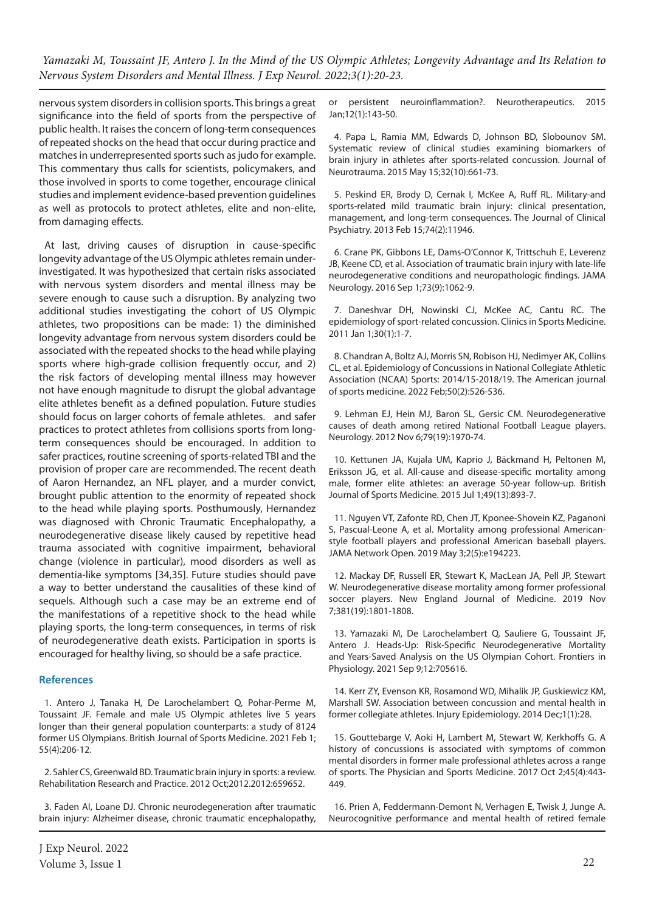nervous system disorders in collision sports. This brings a great significance into the field of sports from the perspective of public health. It raises the concern of long-term consequences of repeated shocks on the head that occur during practice and matches in underrepresented sports such as judo for example. This commentary thus calls for scientists, policymakers, and those involved in sports to come together, encourage clinical studies and implement evidence-based prevention guidelines as well as protocols to protect athletes, elite and non-elite, from damaging effects.

At last, driving causes of disruption in cause-specific longevity advantage of the US Olympic athletes remain under-investigated. It was hypothesized that certain risks associated with nervous system disorders and mental illness may be severe enough to cause such a disruption. By analyzing two additional studies investigating the cohort of US Olympic athletes, two propositions can be made: 1) the diminished longevity advantage from nervous system disorders could be associated with the repeated shocks to the head while playing sports where high-grade collision frequently occur, and 2) the risk factors of developing mental illness may however not have enough magnitude to disrupt the global advantage elite athletes benefit as a defined population. Future studies should focus on larger cohorts of female athletes. and safer practices to protect athletes from collisions sports from long-term consequences should be encouraged. In addition to safer practices, routine screening of sports-related TBI and the provision of proper care are recommended. The recent death of Aaron Hernandez, an NFL player, and a murder convict, brought public attention to the enormity of repeated shock to the head while playing sports. Posthumously, Hernandez was diagnosed with Chronic Traumatic Encephalopathy, a neurodegenerative disease likely caused by repetitive head trauma associated with cognitive impairment, behavioral change (violence in particular), mood disorders as well as dementia-like symptoms [34,35]. Future studies should pave a way to better understand the causalities of these kind of sequels. Although such a case may be an extreme end of the manifestations of a repetitive shock to the head while playing sports, the long-term consequences, in terms of risk of neurodegenerative death exists. Participation in sports is encouraged for healthy living, so should be a safe practice.

## References

1. Antero J, Tanaka H, De Larochelambert Q, Pohar-Perme M, Toussaint JF. Female and male US Olympic athletes live 5 years longer than their general population counterparts: a study of 8124 former US Olympians. British Journal of Sports Medicine. 2021 Feb 1; 55(4):206-12.

2. Sahler CS, Greenwald BD. Traumatic brain injury in sports: a review. Rehabilitation Research and Practice. 2012 Oct;2012.2012:659652.

3. Faden AI, Loane DJ. Chronic neurodegeneration after traumatic brain injury: Alzheimer disease, chronic traumatic encephalopathy, or persistent neuroinflammation?. Neurotherapeutics. 2015 Jan;12(1):143-50.

4. Papa L, Ramia MM, Edwards D, Johnson BD, Slobounov SM. Systematic review of clinical studies examining biomarkers of brain injury in athletes after sports-related concussion. Journal of Neurotrauma. 2015 May 15;32(10):661-73.

5. Peskind ER, Brody D, Cernak I, McKee A, Ruff RL. Military-and sports-related mild traumatic brain injury: clinical presentation, management, and long-term consequences. The Journal of Clinical Psychiatry. 2013 Feb 15;74(2):11946.

6. Crane PK, Gibbons LE, Dams-O'Connor K, Trittschuh E, Leverenz JB, Keene CD, et al. Association of traumatic brain injury with late-life neurodegenerative conditions and neuropathologic findings. JAMA Neurology. 2016 Sep 1;73(9):1062-9.

7. Daneshvar DH, Nowinski CJ, McKee AC, Cantu RC. The epidemiology of sport-related concussion. Clinics in Sports Medicine. 2011 Jan 1;30(1):1-7.

8. Chandran A, Boltz AJ, Morris SN, Robison HJ, Nedimyer AK, Collins CL, et al. Epidemiology of Concussions in National Collegiate Athletic Association (NCAA) Sports: 2014/15-2018/19. The American journal of sports medicine. 2022 Feb;50(2):526-536.

9. Lehman EJ, Hein MJ, Baron SL, Gersic CM. Neurodegenerative causes of death among retired National Football League players. Neurology. 2012 Nov 6;79(19):1970-74.

10. Kettunen JA, Kujala UM, Kaprio J, Bäckmand H, Peltonen M, Eriksson JG, et al. All-cause and disease-specific mortality among male, former elite athletes: an average 50-year follow-up. British Journal of Sports Medicine. 2015 Jul 1;49(13):893-7.

11. Nguyen VT, Zafonte RD, Chen JT, Kponee-Shovein KZ, Paganoni S, Pascual-Leone A, et al. Mortality among professional American-style football players and professional American baseball players. JAMA Network Open. 2019 May 3;2(5):e194223.

12. Mackay DF, Russell ER, Stewart K, MacLean JA, Pell JP, Stewart W. Neurodegenerative disease mortality among former professional soccer players. New England Journal of Medicine. 2019 Nov 7;381(19):1801-1808.

13. Yamazaki M, De Larochelambert Q, Sauliere G, Toussaint JF, Antero J. Heads-Up: Risk-Specific Neurodegenerative Mortality and Years-Saved Analysis on the US Olympian Cohort. Frontiers in Physiology. 2021 Sep 9;12:705616.

14. Kerr ZY, Evenson KR, Rosamond WD, Mihalik JP, Guskiewicz KM, Marshall SW. Association between concussion and mental health in former collegiate athletes. Injury Epidemiology. 2014 Dec;1(1):28.

15. Gouttebarge V, Aoki H, Lambert M, Stewart W, Kerkhoffs G. A history of concussions is associated with symptoms of common mental disorders in former male professional athletes across a range of sports. The Physician and Sports Medicine. 2017 Oct 2;45(4):443-449.

16. Prien A, Feddermann-Demont N, Verhagen E, Twisk J, Junge A. Neurocognitive performance and mental health of retired female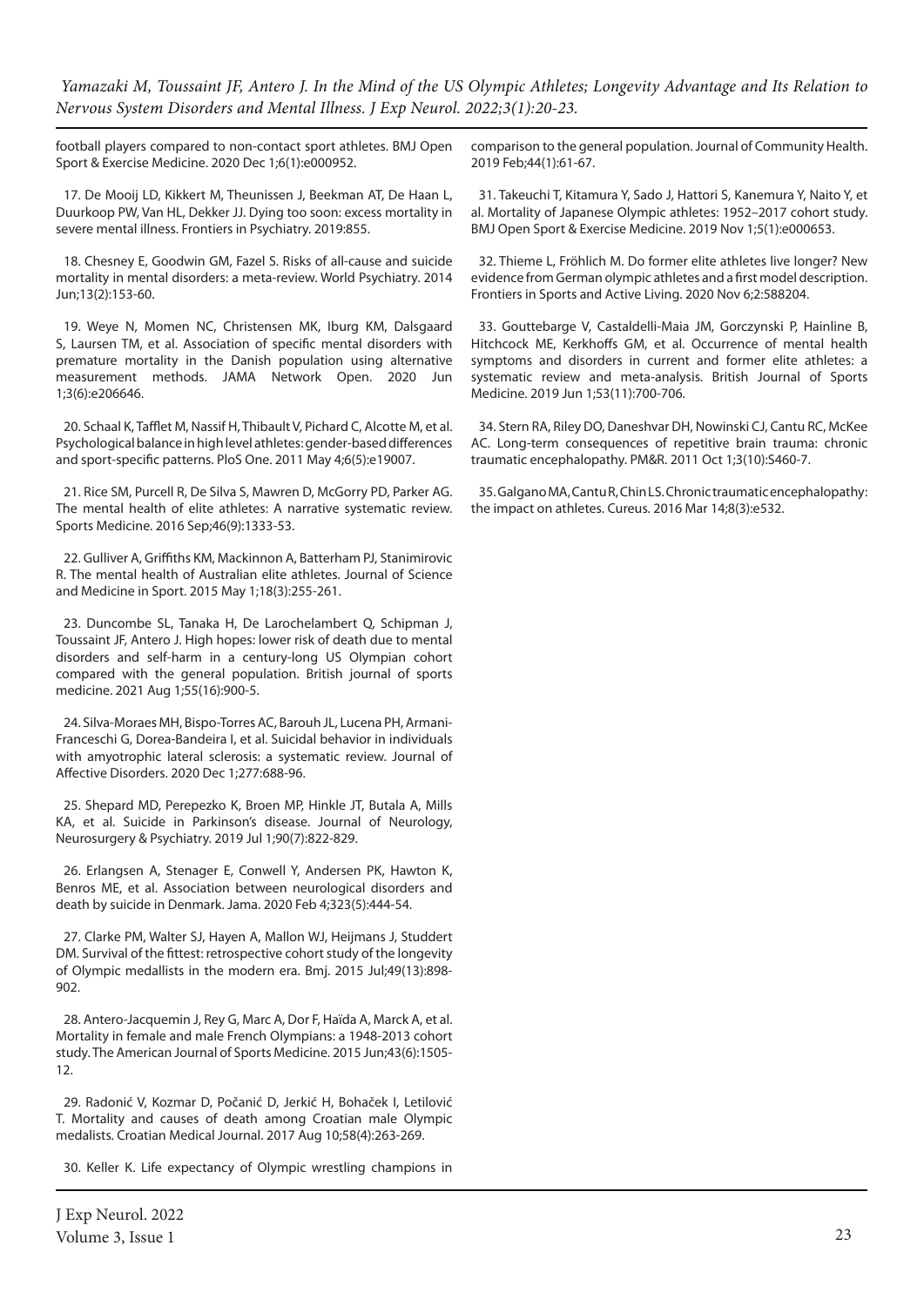football players compared to non-contact sport athletes. BMJ Open Sport & Exercise Medicine. 2020 Dec 1;6(1):e000952.

17. De Mooij LD, Kikkert M, Theunissen J, Beekman AT, De Haan L, Duurkoop PW, Van HL, Dekker JJ. Dying too soon: excess mortality in severe mental illness. Frontiers in Psychiatry. 2019:855.

18. Chesney E, Goodwin GM, Fazel S. Risks of all-cause and suicide mortality in mental disorders: a meta-review. World Psychiatry. 2014 Jun;13(2):153-60.

19. Weye N, Momen NC, Christensen MK, Iburg KM, Dalsgaard S, Laursen TM, et al. Association of specific mental disorders with premature mortality in the Danish population using alternative measurement methods. JAMA Network Open. 2020 Jun 1;3(6):e206646.

20. Schaal K, Tafflet M, Nassif H, Thibault V, Pichard C, Alcotte M, et al. Psychological balance in high level athletes: gender-based differences and sport-specific patterns. PloS One. 2011 May 4;6(5):e19007.

21. Rice SM, Purcell R, De Silva S, Mawren D, McGorry PD, Parker AG. The mental health of elite athletes: A narrative systematic review. Sports Medicine. 2016 Sep;46(9):1333-53.

22. Gulliver A, Griffiths KM, Mackinnon A, Batterham PJ, Stanimirovic R. The mental health of Australian elite athletes. Journal of Science and Medicine in Sport. 2015 May 1;18(3):255-261.

23. Duncombe SL, Tanaka H, De Larochelambert Q, Schipman J, Toussaint JF, Antero J. High hopes: lower risk of death due to mental disorders and self-harm in a century-long US Olympian cohort compared with the general population. British journal of sports medicine. 2021 Aug 1;55(16):900-5.

24. Silva-Moraes MH, Bispo-Torres AC, Barouh JL, Lucena PH, Armani-Franceschi G, Dorea-Bandeira I, et al. Suicidal behavior in individuals with amyotrophic lateral sclerosis: a systematic review. Journal of Affective Disorders. 2020 Dec 1;277:688-96.

25. Shepard MD, Perepezko K, Broen MP, Hinkle JT, Butala A, Mills KA, et al. Suicide in Parkinson's disease. Journal of Neurology, Neurosurgery & Psychiatry. 2019 Jul 1;90(7):822-829.

26. Erlangsen A, Stenager E, Conwell Y, Andersen PK, Hawton K, Benros ME, et al. Association between neurological disorders and death by suicide in Denmark. Jama. 2020 Feb 4;323(5):444-54.

27. Clarke PM, Walter SJ, Hayen A, Mallon WJ, Heijmans J, Studdert DM. Survival of the fittest: retrospective cohort study of the longevity of Olympic medallists in the modern era. Bmj. 2015 Jul;49(13):898-902.

28. Antero-Jacquemin J, Rey G, Marc A, Dor F, Haïda A, Marck A, et al. Mortality in female and male French Olympians: a 1948-2013 cohort study. The American Journal of Sports Medicine. 2015 Jun;43(6):1505-12.

29. Radonić V, Kozmar D, Počanić D, Jerkić H, Bohaček I, Letilović T. Mortality and causes of death among Croatian male Olympic medalists. Croatian Medical Journal. 2017 Aug 10;58(4):263-269.

30. Keller K. Life expectancy of Olympic wrestling champions in comparison to the general population. Journal of Community Health. 2019 Feb;44(1):61-67.

31. Takeuchi T, Kitamura Y, Sado J, Hattori S, Kanemura Y, Naito Y, et al. Mortality of Japanese Olympic athletes: 1952–2017 cohort study. BMJ Open Sport & Exercise Medicine. 2019 Nov 1;5(1):e000653.

32. Thieme L, Fröhlich M. Do former elite athletes live longer? New evidence from German olympic athletes and a first model description. Frontiers in Sports and Active Living. 2020 Nov 6;2:588204.

33. Gouttebarge V, Castaldelli-Maia JM, Gorczynski P, Hainline B, Hitchcock ME, Kerkhoffs GM, et al. Occurrence of mental health symptoms and disorders in current and former elite athletes: a systematic review and meta-analysis. British Journal of Sports Medicine. 2019 Jun 1;53(11):700-706.

34. Stern RA, Riley DO, Daneshvar DH, Nowinski CJ, Cantu RC, McKee AC. Long-term consequences of repetitive brain trauma: chronic traumatic encephalopathy. PM&R. 2011 Oct 1;3(10):S460-7.

35. Galgano MA, Cantu R, Chin LS. Chronic traumatic encephalopathy: the impact on athletes. Cureus. 2016 Mar 14;8(3):e532.